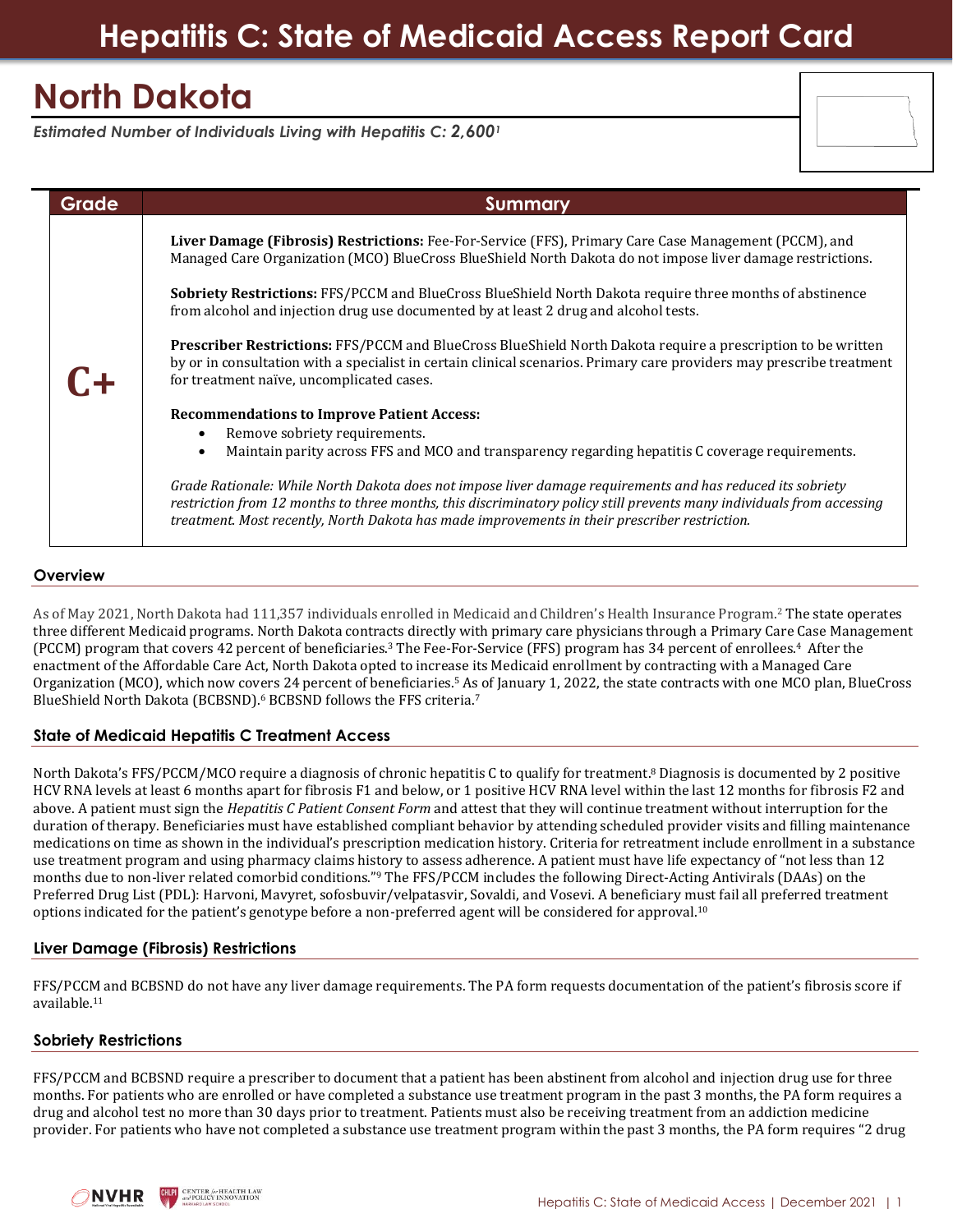# Hepatitis C: State of Medicaid Access Report Card

# North Dakota

*Estimated Number of Individuals Living with Hepatitis C: **2,600**[1]*

| Grade | Summary |
|---|---|
| **C+** | **Liver Damage (Fibrosis) Restrictions:** Fee-For-Service (FFS), Primary Care Case Management (PCCM), and Managed Care Organization (MCO) BlueCross BlueShield North Dakota do not impose liver damage restrictions.<br><br>**Sobriety Restrictions:** FFS/PCCM and BlueCross BlueShield North Dakota require three months of abstinence from alcohol and injection drug use documented by at least 2 drug and alcohol tests.<br><br>**Prescriber Restrictions:** FFS/PCCM and BlueCross BlueShield North Dakota require a prescription to be written by or in consultation with a specialist in certain clinical scenarios. Primary care providers may prescribe treatment for treatment naïve, uncomplicated cases.<br><br>**Recommendations to Improve Patient Access:**<br>• Remove sobriety requirements.<br>• Maintain parity across FFS and MCO and transparency regarding hepatitis C coverage requirements.<br><br>*Grade Rationale: While North Dakota does not impose liver damage requirements and has reduced its sobriety restriction from 12 months to three months, this discriminatory policy still prevents many individuals from accessing treatment. Most recently, North Dakota has made improvements in their prescriber restriction.* |

## Overview

As of May 2021, North Dakota had 111,357 individuals enrolled in Medicaid and Children's Health Insurance Program.[2] The state operates three different Medicaid programs. North Dakota contracts directly with primary care physicians through a Primary Care Case Management (PCCM) program that covers 42 percent of beneficiaries.[3] The Fee-For-Service (FFS) program has 34 percent of enrollees.[4] After the enactment of the Affordable Care Act, North Dakota opted to increase its Medicaid enrollment by contracting with a Managed Care Organization (MCO), which now covers 24 percent of beneficiaries.[5] As of January 1, 2022, the state contracts with one MCO plan, BlueCross BlueShield North Dakota (BCBSND).[6] BCBSND follows the FFS criteria.[7]

## State of Medicaid Hepatitis C Treatment Access

North Dakota's FFS/PCCM/MCO require a diagnosis of chronic hepatitis C to qualify for treatment.[8] Diagnosis is documented by 2 positive HCV RNA levels at least 6 months apart for fibrosis F1 and below, or 1 positive HCV RNA level within the last 12 months for fibrosis F2 and above. A patient must sign the *Hepatitis C Patient Consent Form* and attest that they will continue treatment without interruption for the duration of therapy. Beneficiaries must have established compliant behavior by attending scheduled provider visits and filling maintenance medications on time as shown in the individual's prescription medication history. Criteria for retreatment include enrollment in a substance use treatment program and using pharmacy claims history to assess adherence. A patient must have life expectancy of "not less than 12 months due to non-liver related comorbid conditions."[9] The FFS/PCCM includes the following Direct-Acting Antivirals (DAAs) on the Preferred Drug List (PDL): Harvoni, Mavyret, sofosbuvir/velpatasvir, Sovaldi, and Vosevi. A beneficiary must fail all preferred treatment options indicated for the patient's genotype before a non-preferred agent will be considered for approval.[10]

## Liver Damage (Fibrosis) Restrictions

FFS/PCCM and BCBSND do not have any liver damage requirements. The PA form requests documentation of the patient's fibrosis score if available.[11]

## Sobriety Restrictions

FFS/PCCM and BCBSND require a prescriber to document that a patient has been abstinent from alcohol and injection drug use for three months. For patients who are enrolled or have completed a substance use treatment program in the past 3 months, the PA form requires a drug and alcohol test no more than 30 days prior to treatment. Patients must also be receiving treatment from an addiction medicine provider. For patients who have not completed a substance use treatment program within the past 3 months, the PA form requires "2 drug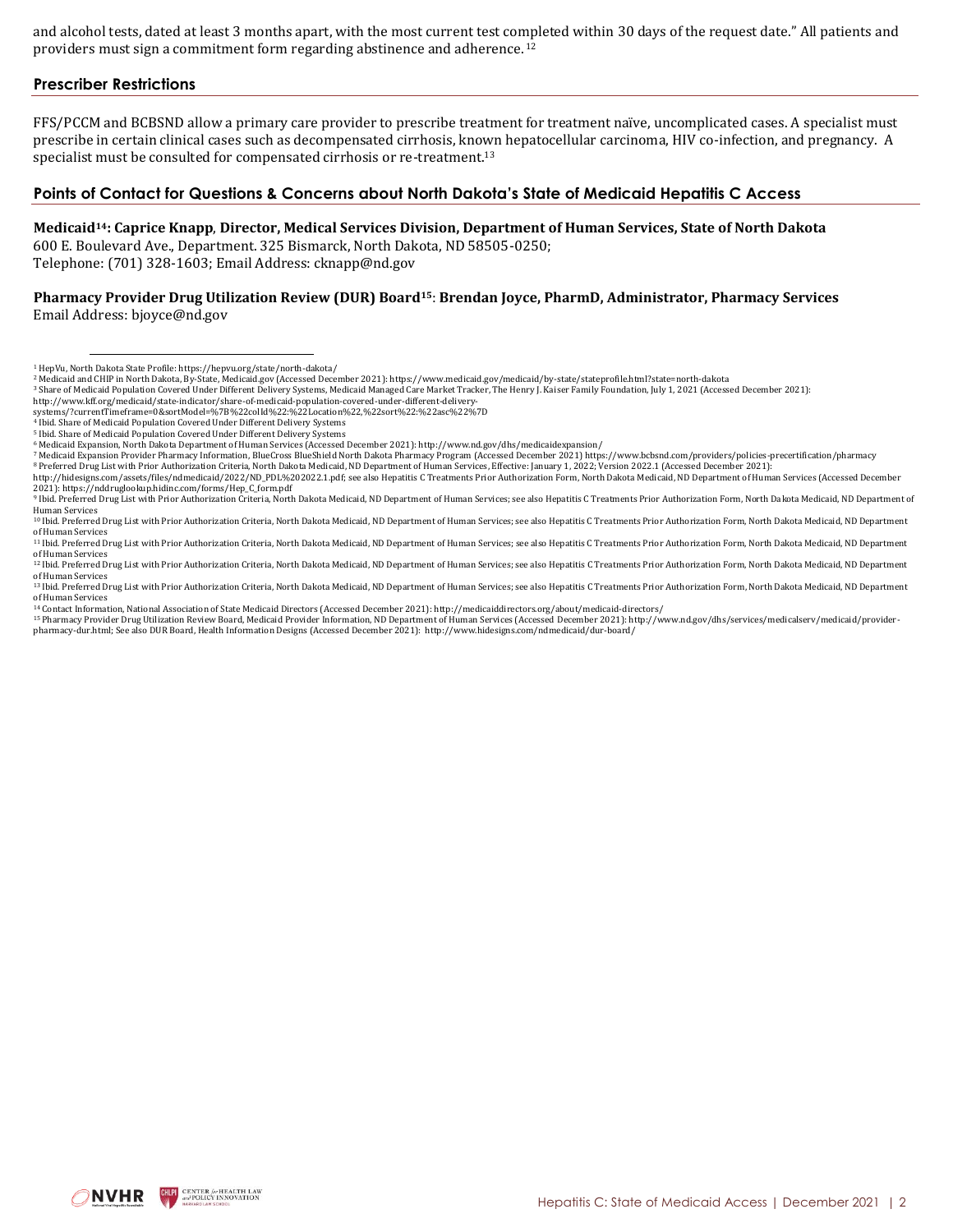and alcohol tests, dated at least 3 months apart, with the most current test completed within 30 days of the request date." All patients and providers must sign a commitment form regarding abstinence and adherence.[12]

## Prescriber Restrictions

FFS/PCCM and BCBSND allow a primary care provider to prescribe treatment for treatment naïve, uncomplicated cases. A specialist must prescribe in certain clinical cases such as decompensated cirrhosis, known hepatocellular carcinoma, HIV co-infection, and pregnancy. A specialist must be consulted for compensated cirrhosis or re-treatment.[13]

## Points of Contact for Questions & Concerns about North Dakota's State of Medicaid Hepatitis C Access

**Medicaid[14]: Caprice Knapp, Director, Medical Services Division, Department of Human Services, State of North Dakota**
600 E. Boulevard Ave., Department. 325 Bismarck, North Dakota, ND 58505-0250;
Telephone: (701) 328-1603; Email Address: cknapp@nd.gov

**Pharmacy Provider Drug Utilization Review (DUR) Board[15]: Brendan Joyce, PharmD, Administrator, Pharmacy Services**
Email Address: bjoyce@nd.gov

---

[1] HepVu, North Dakota State Profile: https://hepvu.org/state/north-dakota/
[2] Medicaid and CHIP in North Dakota, By-State, Medicaid.gov (Accessed December 2021): https://www.medicaid.gov/medicaid/by-state/stateprofile.html?state=north-dakota
[3] Share of Medicaid Population Covered Under Different Delivery Systems, Medicaid Managed Care Market Tracker, The Henry J. Kaiser Family Foundation, July 1, 2021 (Accessed December 2021): http://www.kff.org/medicaid/state-indicator/share-of-medicaid-population-covered-under-different-delivery-systems/?currentTimeframe=0&sortModel=%7B%22colId%22:%22Location%22,%22sort%22:%22asc%22%7D
[4] Ibid. Share of Medicaid Population Covered Under Different Delivery Systems
[5] Ibid. Share of Medicaid Population Covered Under Different Delivery Systems
[6] Medicaid Expansion, North Dakota Department of Human Services (Accessed December 2021): http://www.nd.gov/dhs/medicaidexpansion/
[7] Medicaid Expansion Provider Pharmacy Information, BlueCross BlueShield North Dakota Pharmacy Program (Accessed December 2021) https://www.bcbsnd.com/providers/policies-precertification/pharmacy
[8] Preferred Drug List with Prior Authorization Criteria, North Dakota Medicaid, ND Department of Human Services, Effective: January 1, 2022; Version 2022.1 (Accessed December 2021): http://hidesigns.com/assets/files/ndmedicaid/2022/ND_PDL%202022.1.pdf; see also Hepatitis C Treatments Prior Authorization Form, North Dakota Medicaid, ND Department of Human Services (Accessed December 2021): https://nddruglookup.hidinc.com/forms/Hep_C_form.pdf
[9] Ibid. Preferred Drug List with Prior Authorization Criteria, North Dakota Medicaid, ND Department of Human Services; see also Hepatitis C Treatments Prior Authorization Form, North Dakota Medicaid, ND Department of Human Services
[10] Ibid. Preferred Drug List with Prior Authorization Criteria, North Dakota Medicaid, ND Department of Human Services; see also Hepatitis C Treatments Prior Authorization Form, North Dakota Medicaid, ND Department of Human Services
[11] Ibid. Preferred Drug List with Prior Authorization Criteria, North Dakota Medicaid, ND Department of Human Services; see also Hepatitis C Treatments Prior Authorization Form, North Dakota Medicaid, ND Department of Human Services
[12] Ibid. Preferred Drug List with Prior Authorization Criteria, North Dakota Medicaid, ND Department of Human Services; see also Hepatitis C Treatments Prior Authorization Form, North Dakota Medicaid, ND Department of Human Services
[13] Ibid. Preferred Drug List with Prior Authorization Criteria, North Dakota Medicaid, ND Department of Human Services; see also Hepatitis C Treatments Prior Authorization Form, North Dakota Medicaid, ND Department of Human Services
[14] Contact Information, National Association of State Medicaid Directors (Accessed December 2021): http://medicaiddirectors.org/about/medicaid-directors/
[15] Pharmacy Provider Drug Utilization Review Board, Medicaid Provider Information, ND Department of Human Services (Accessed December 2021): http://www.nd.gov/dhs/services/medicalserv/medicaid/provider-pharmacy-dur.html; See also DUR Board, Health Information Designs (Accessed December 2021): http://www.hidesigns.com/ndmedicaid/dur-board/